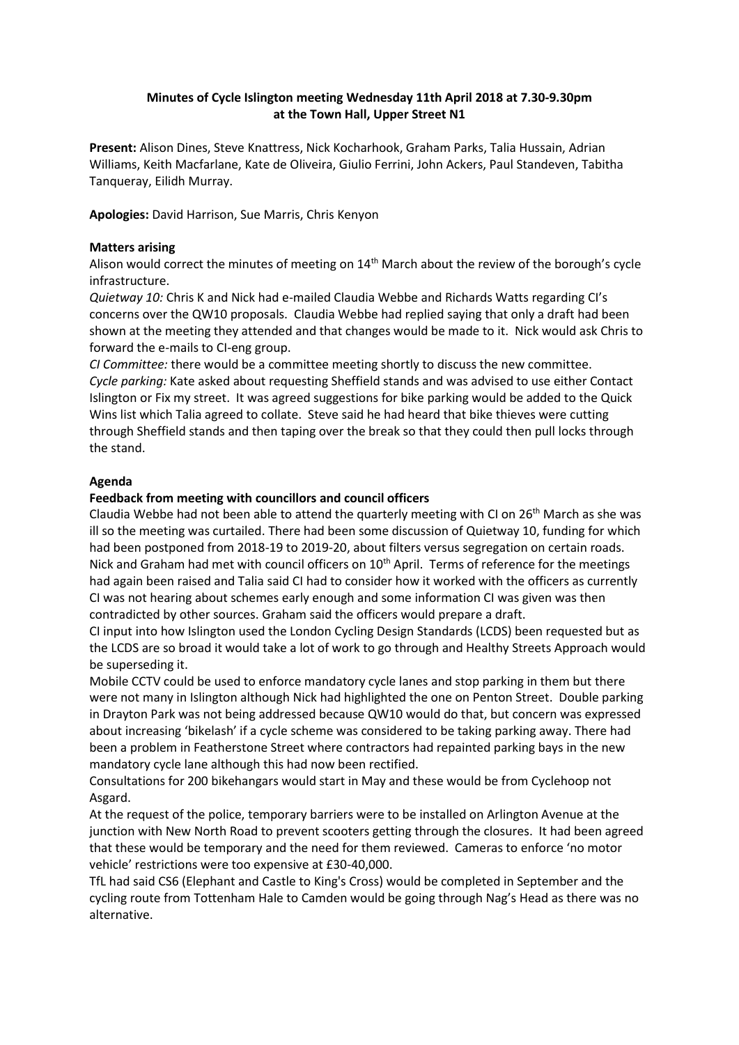**Minutes of Cycle Islington meeting Wednesday 11th April 2018 at 7.30-9.30pm at the Town Hall, Upper Street N1**

**Present:** Alison Dines, Steve Knattress, Nick Kocharhook, Graham Parks, Talia Hussain, Adrian Williams, Keith Macfarlane, Kate de Oliveira, Giulio Ferrini, John Ackers, Paul Standeven, Tabitha Tanqueray, Eilidh Murray.

**Apologies:** David Harrison, Sue Marris, Chris Kenyon

**Matters arising**

Alison would correct the minutes of meeting on 14th March about the review of the borough's cycle infrastructure.

*Quietway 10:* Chris K and Nick had e-mailed Claudia Webbe and Richards Watts regarding CI's concerns over the QW10 proposals. Claudia Webbe had replied saying that only a draft had been shown at the meeting they attended and that changes would be made to it. Nick would ask Chris to forward the e-mails to CI-eng group.

*CI Committee:* there would be a committee meeting shortly to discuss the new committee.

*Cycle parking:* Kate asked about requesting Sheffield stands and was advised to use either Contact Islington or Fix my street. It was agreed suggestions for bike parking would be added to the Quick Wins list which Talia agreed to collate. Steve said he had heard that bike thieves were cutting through Sheffield stands and then taping over the break so that they could then pull locks through the stand.

**Agenda**

**Feedback from meeting with councillors and council officers**

Claudia Webbe had not been able to attend the quarterly meeting with CI on 26th March as she was ill so the meeting was curtailed. There had been some discussion of Quietway 10, funding for which had been postponed from 2018-19 to 2019-20, about filters versus segregation on certain roads. Nick and Graham had met with council officers on 10th April. Terms of reference for the meetings had again been raised and Talia said CI had to consider how it worked with the officers as currently CI was not hearing about schemes early enough and some information CI was given was then contradicted by other sources. Graham said the officers would prepare a draft.

CI input into how Islington used the London Cycling Design Standards (LCDS) been requested but as the LCDS are so broad it would take a lot of work to go through and Healthy Streets Approach would be superseding it.

Mobile CCTV could be used to enforce mandatory cycle lanes and stop parking in them but there were not many in Islington although Nick had highlighted the one on Penton Street. Double parking in Drayton Park was not being addressed because QW10 would do that, but concern was expressed about increasing 'bikelash' if a cycle scheme was considered to be taking parking away. There had been a problem in Featherstone Street where contractors had repainted parking bays in the new mandatory cycle lane although this had now been rectified.

Consultations for 200 bikehangars would start in May and these would be from Cyclehoop not Asgard.

At the request of the police, temporary barriers were to be installed on Arlington Avenue at the junction with New North Road to prevent scooters getting through the closures. It had been agreed that these would be temporary and the need for them reviewed. Cameras to enforce 'no motor vehicle' restrictions were too expensive at £30-40,000.

TfL had said CS6 (Elephant and Castle to King's Cross) would be completed in September and the cycling route from Tottenham Hale to Camden would be going through Nag's Head as there was no alternative.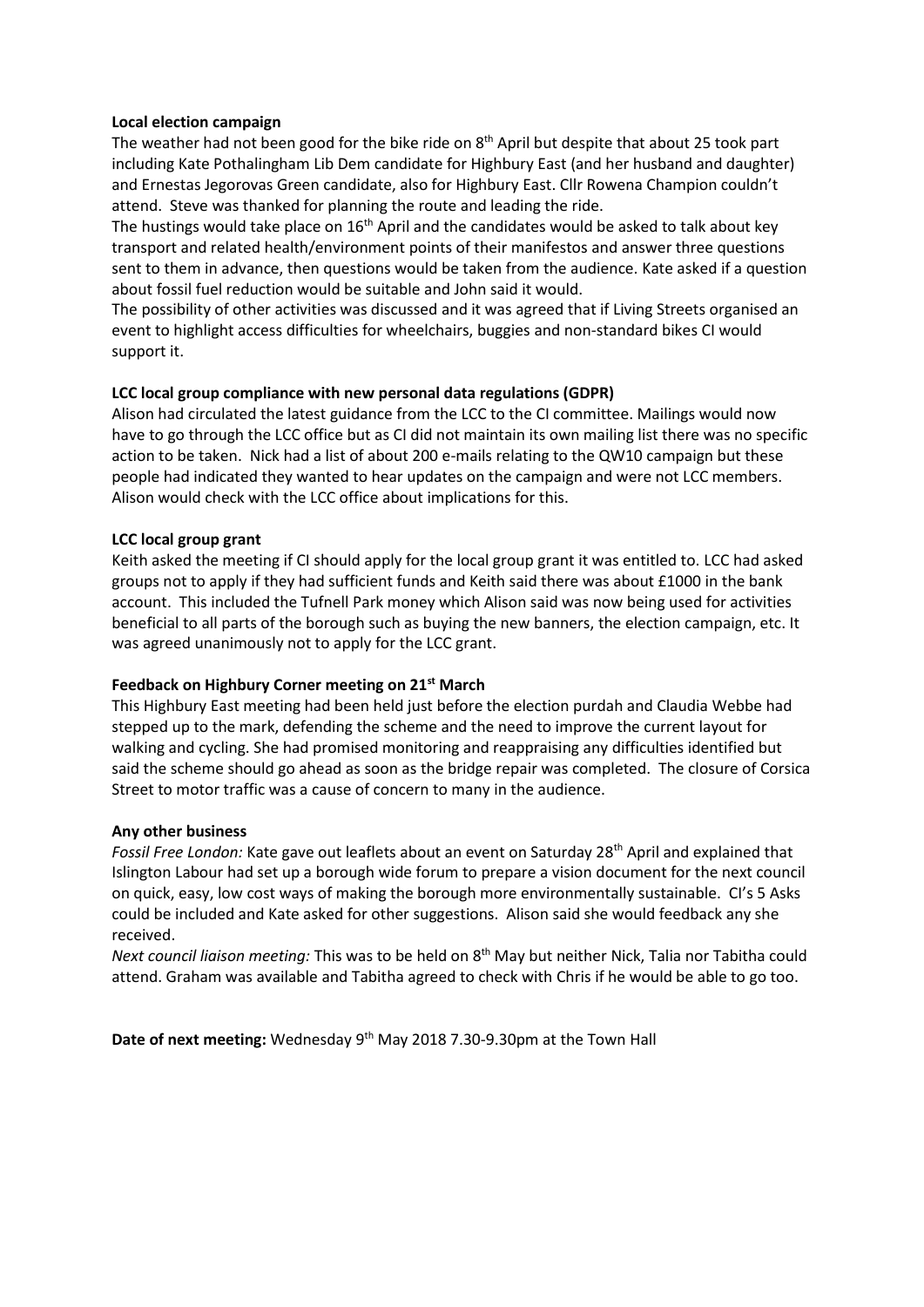**Local election campaign**

The weather had not been good for the bike ride on 8th April but despite that about 25 took part including Kate Pothalingham Lib Dem candidate for Highbury East (and her husband and daughter) and Ernestas Jegorovas Green candidate, also for Highbury East. Cllr Rowena Champion couldn't attend. Steve was thanked for planning the route and leading the ride.

The hustings would take place on 16th April and the candidates would be asked to talk about key transport and related health/environment points of their manifestos and answer three questions sent to them in advance, then questions would be taken from the audience. Kate asked if a question about fossil fuel reduction would be suitable and John said it would.

The possibility of other activities was discussed and it was agreed that if Living Streets organised an event to highlight access difficulties for wheelchairs, buggies and non-standard bikes CI would support it.

**LCC local group compliance with new personal data regulations (GDPR)**

Alison had circulated the latest guidance from the LCC to the CI committee. Mailings would now have to go through the LCC office but as CI did not maintain its own mailing list there was no specific action to be taken. Nick had a list of about 200 e-mails relating to the QW10 campaign but these people had indicated they wanted to hear updates on the campaign and were not LCC members. Alison would check with the LCC office about implications for this.

**LCC local group grant**

Keith asked the meeting if CI should apply for the local group grant it was entitled to. LCC had asked groups not to apply if they had sufficient funds and Keith said there was about £1000 in the bank account. This included the Tufnell Park money which Alison said was now being used for activities beneficial to all parts of the borough such as buying the new banners, the election campaign, etc. It was agreed unanimously not to apply for the LCC grant.

**Feedback on Highbury Corner meeting on 21st March**

This Highbury East meeting had been held just before the election purdah and Claudia Webbe had stepped up to the mark, defending the scheme and the need to improve the current layout for walking and cycling. She had promised monitoring and reappraising any difficulties identified but said the scheme should go ahead as soon as the bridge repair was completed. The closure of Corsica Street to motor traffic was a cause of concern to many in the audience.

**Any other business**

*Fossil Free London:* Kate gave out leaflets about an event on Saturday 28th April and explained that Islington Labour had set up a borough wide forum to prepare a vision document for the next council on quick, easy, low cost ways of making the borough more environmentally sustainable. CI's 5 Asks could be included and Kate asked for other suggestions. Alison said she would feedback any she received.

*Next council liaison meeting:* This was to be held on 8th May but neither Nick, Talia nor Tabitha could attend. Graham was available and Tabitha agreed to check with Chris if he would be able to go too.

**Date of next meeting:** Wednesday 9th May 2018 7.30-9.30pm at the Town Hall